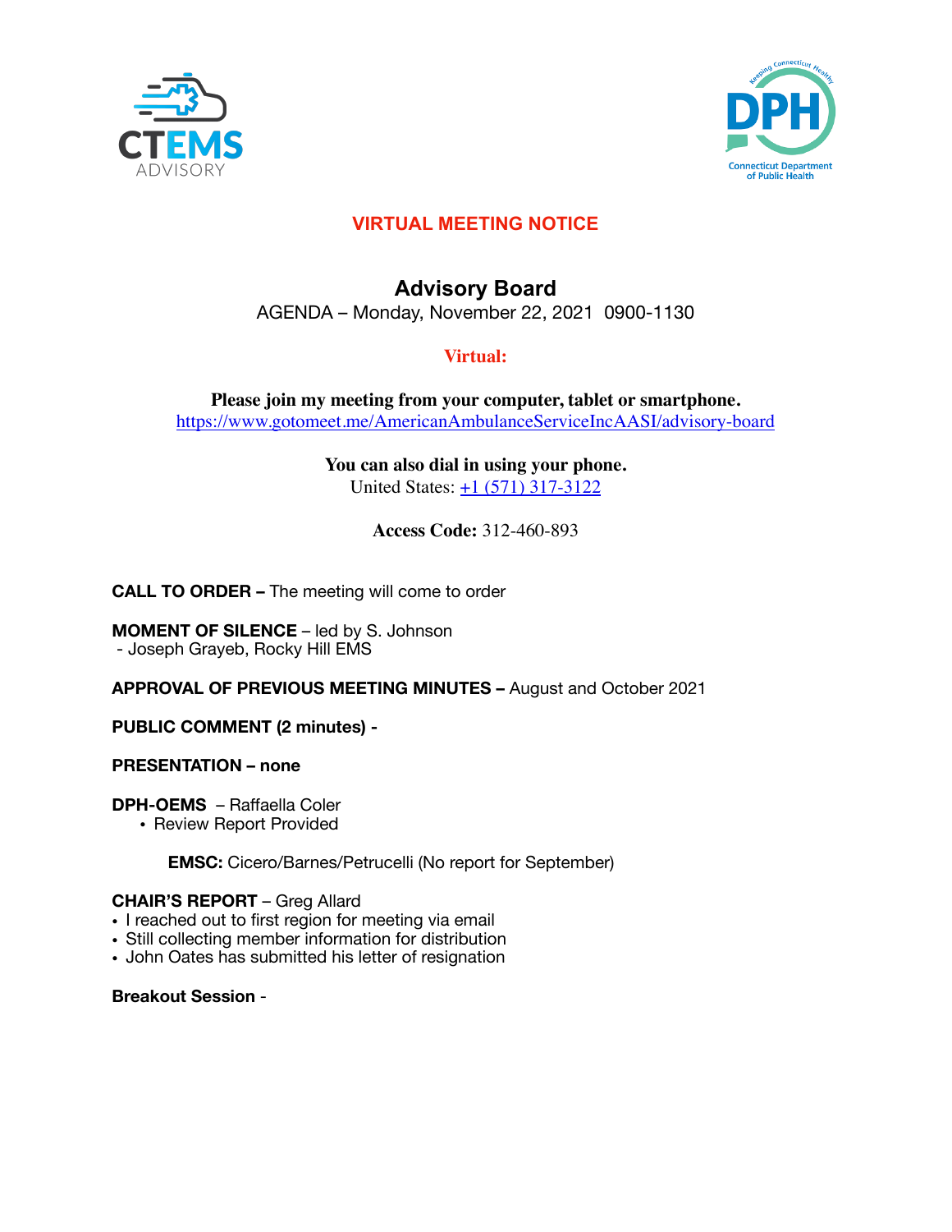CTEMS ADVISORY

DPH Connecticut Department of Public Health

**VIRTUAL MEETING NOTICE**

# Advisory Board

AGENDA – Monday, November 22, 2021 0900-1130

**Virtual:**

**Please join my meeting from your computer, tablet or smartphone.**
https://www.gotomeet.me/AmericanAmbulanceServiceIncAASI/advisory-board

**You can also dial in using your phone.**
United States: +1 (571) 317-3122

**Access Code:** 312-460-893

**CALL TO ORDER –** The meeting will come to order

**MOMENT OF SILENCE** – led by S. Johnson
- Joseph Grayeb, Rocky Hill EMS

**APPROVAL OF PREVIOUS MEETING MINUTES –** August and October 2021

**PUBLIC COMMENT (2 minutes) -**

**PRESENTATION – none**

**DPH-OEMS** – Raffaella Coler
- Review Report Provided

**EMSC:** Cicero/Barnes/Petrucelli (No report for September)

**CHAIR'S REPORT** – Greg Allard
- I reached out to first region for meeting via email
- Still collecting member information for distribution
- John Oates has submitted his letter of resignation

**Breakout Session** -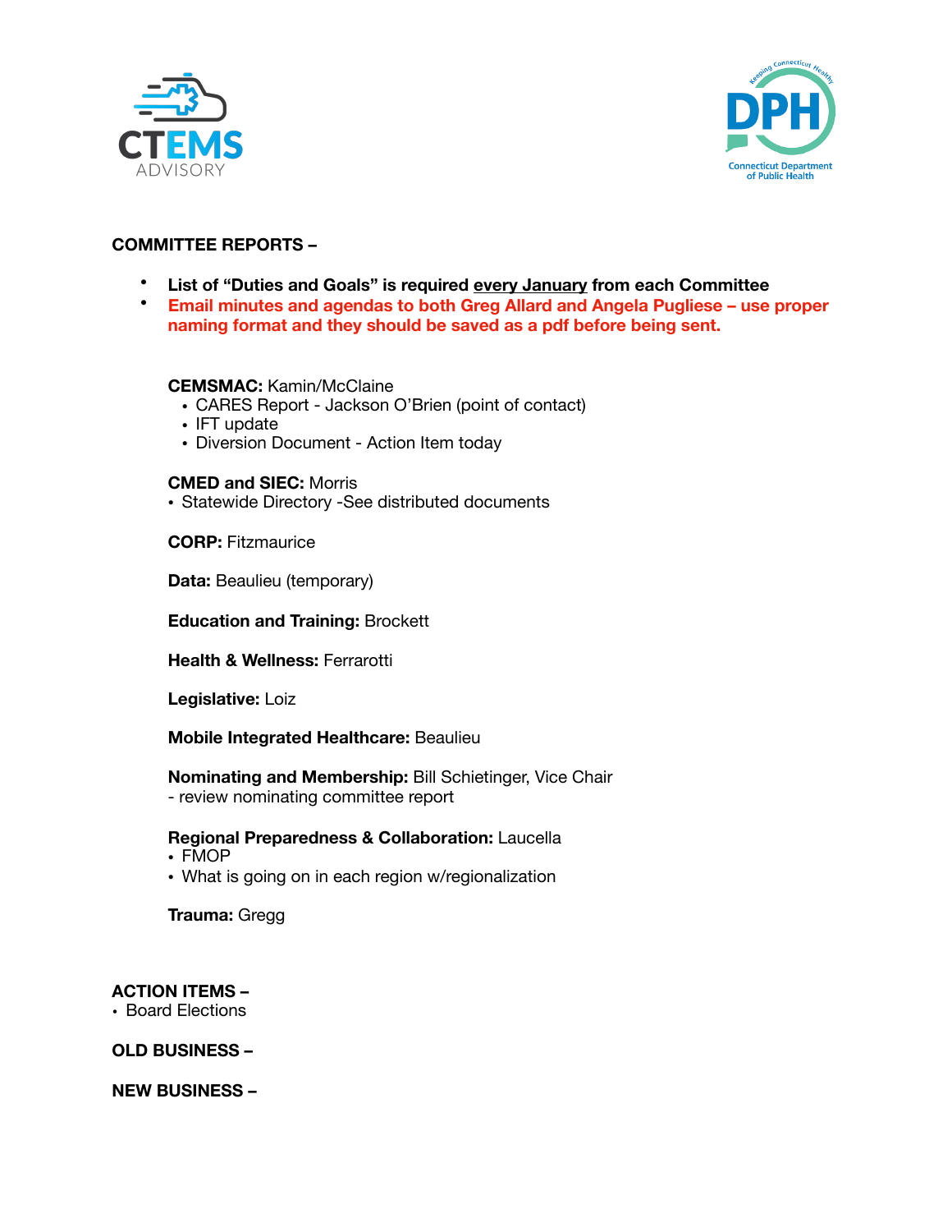**COMMITTEE REPORTS –**

- **List of "Duties and Goals" is required every January from each Committee**
- **Email minutes and agendas to both Greg Allard and Angela Pugliese – use proper naming format and they should be saved as a pdf before being sent.**

**CEMSMAC:** Kamin/McClaine
- CARES Report - Jackson O'Brien (point of contact)
- IFT update
- Diversion Document - Action Item today

**CMED and SIEC:** Morris
- Statewide Directory -See distributed documents

**CORP:** Fitzmaurice

**Data:** Beaulieu (temporary)

**Education and Training:** Brockett

**Health & Wellness:** Ferrarotti

**Legislative:** Loiz

**Mobile Integrated Healthcare:** Beaulieu

**Nominating and Membership:** Bill Schietinger, Vice Chair
- review nominating committee report

**Regional Preparedness & Collaboration:** Laucella
- FMOP
- What is going on in each region w/regionalization

**Trauma:** Gregg

**ACTION ITEMS –**
- Board Elections

**OLD BUSINESS –**

**NEW BUSINESS –**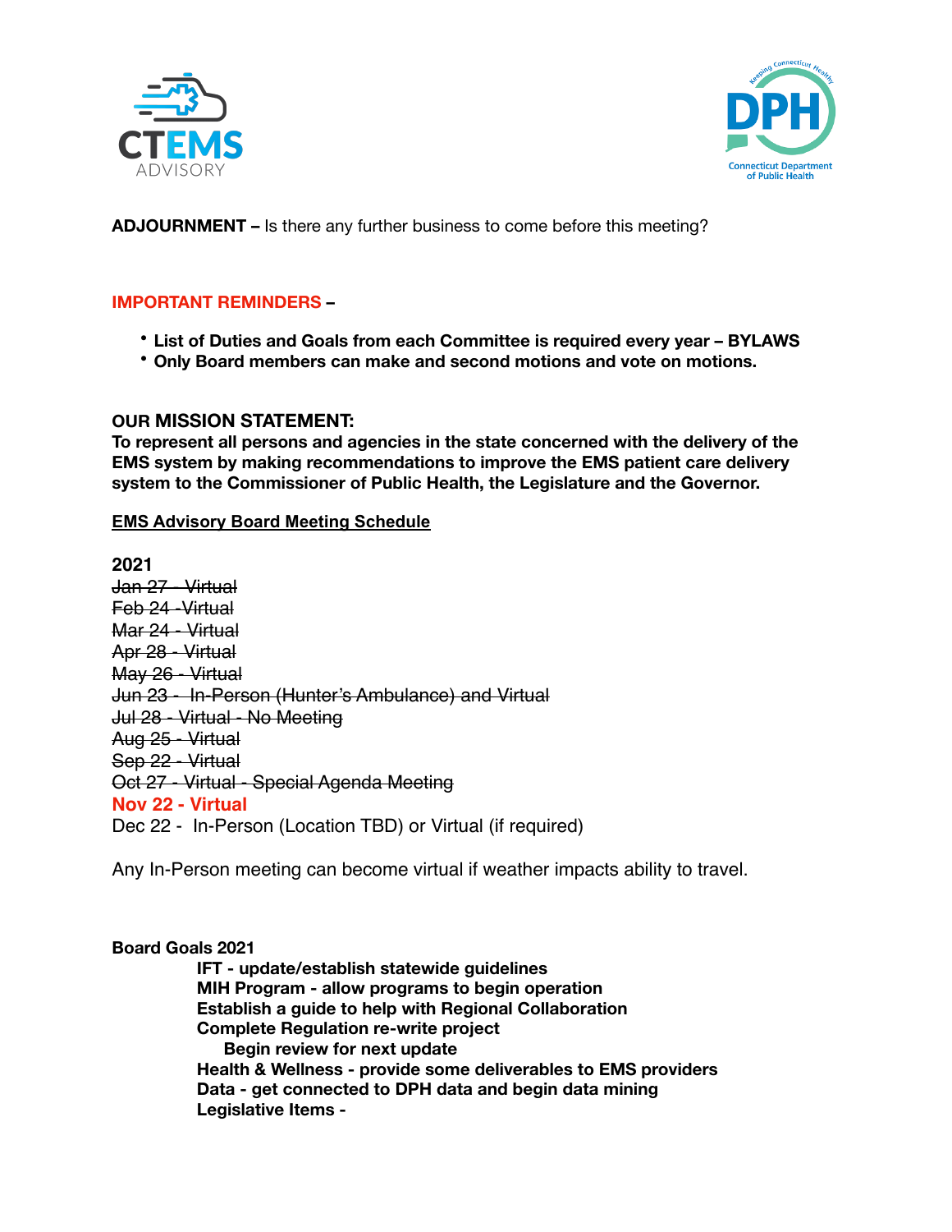**ADJOURNMENT –** Is there any further business to come before this meeting?

**IMPORTANT REMINDERS –**

- **List of Duties and Goals from each Committee is required every year – BYLAWS**
- **Only Board members can make and second motions and vote on motions.**

**OUR MISSION STATEMENT:**
**To represent all persons and agencies in the state concerned with the delivery of the EMS system by making recommendations to improve the EMS patient care delivery system to the Commissioner of Public Health, the Legislature and the Governor.**

**EMS Advisory Board Meeting Schedule**

**2021**
~~Jan 27 - Virtual~~
~~Feb 24 -Virtual~~
~~Mar 24 - Virtual~~
~~Apr 28 - Virtual~~
~~May 26 - Virtual~~
~~Jun 23 - In-Person (Hunter's Ambulance) and Virtual~~
~~Jul 28 - Virtual - No Meeting~~
~~Aug 25 - Virtual~~
~~Sep 22 - Virtual~~
~~Oct 27 - Virtual - Special Agenda Meeting~~
**Nov 22 - Virtual**
Dec 22 - In-Person (Location TBD) or Virtual (if required)

Any In-Person meeting can become virtual if weather impacts ability to travel.

**Board Goals 2021**

- **IFT - update/establish statewide guidelines**
- **MIH Program - allow programs to begin operation**
- **Establish a guide to help with Regional Collaboration**
- **Complete Regulation re-write project**
  - **Begin review for next update**
- **Health & Wellness - provide some deliverables to EMS providers**
- **Data - get connected to DPH data and begin data mining**
- **Legislative Items -**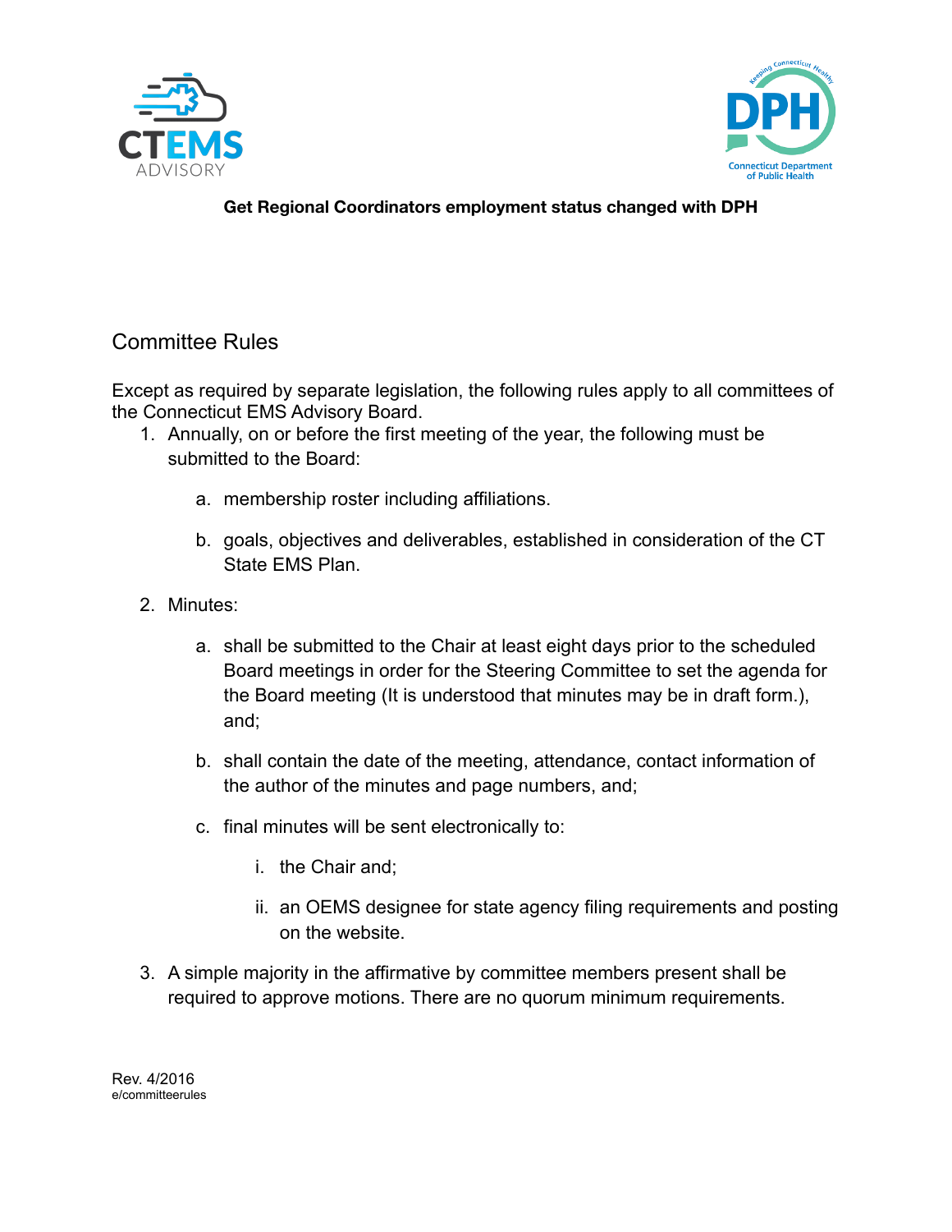**Get Regional Coordinators employment status changed with DPH**

## Committee Rules

Except as required by separate legislation, the following rules apply to all committees of the Connecticut EMS Advisory Board.

1. Annually, on or before the first meeting of the year, the following must be submitted to the Board:
   a. membership roster including affiliations.
   b. goals, objectives and deliverables, established in consideration of the CT State EMS Plan.
2. Minutes:
   a. shall be submitted to the Chair at least eight days prior to the scheduled Board meetings in order for the Steering Committee to set the agenda for the Board meeting (It is understood that minutes may be in draft form.), and;
   b. shall contain the date of the meeting, attendance, contact information of the author of the minutes and page numbers, and;
   c. final minutes will be sent electronically to:
      i. the Chair and;
      ii. an OEMS designee for state agency filing requirements and posting on the website.
3. A simple majority in the affirmative by committee members present shall be required to approve motions. There are no quorum minimum requirements.

Rev. 4/2016
e/committeerules